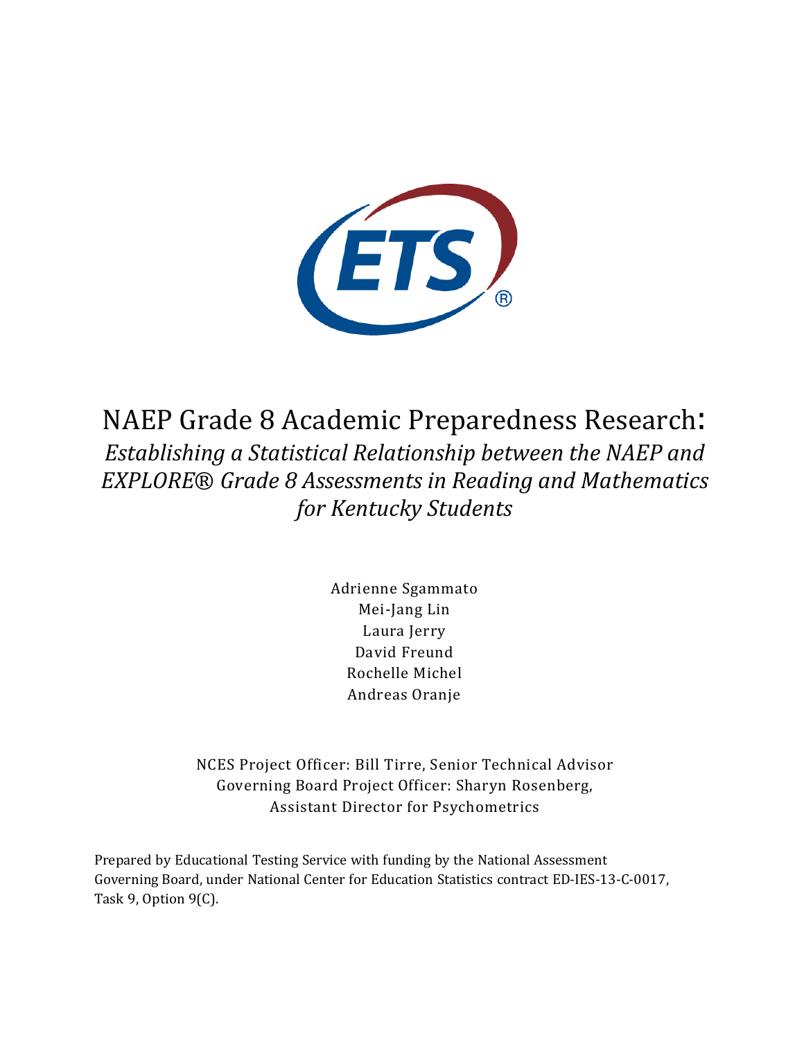# NAEP Grade 8 Academic Preparedness Research:

*Establishing a Statistical Relationship between the NAEP and EXPLORE® Grade 8 Assessments in Reading and Mathematics for Kentucky Students*

Adrienne Sgammato
Mei-Jang Lin
Laura Jerry
David Freund
Rochelle Michel
Andreas Oranje

NCES Project Officer: Bill Tirre, Senior Technical Advisor
Governing Board Project Officer: Sharyn Rosenberg, Assistant Director for Psychometrics

Prepared by Educational Testing Service with funding by the National Assessment Governing Board, under National Center for Education Statistics contract ED-IES-13-C-0017, Task 9, Option 9(C).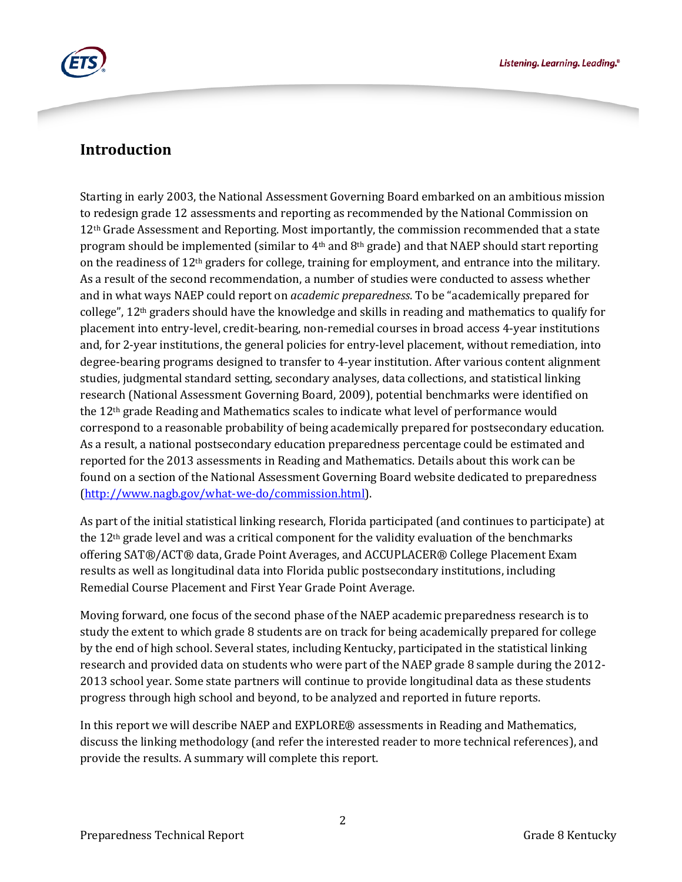## Introduction

Starting in early 2003, the National Assessment Governing Board embarked on an ambitious mission to redesign grade 12 assessments and reporting as recommended by the National Commission on 12th Grade Assessment and Reporting. Most importantly, the commission recommended that a state program should be implemented (similar to 4th and 8th grade) and that NAEP should start reporting on the readiness of 12th graders for college, training for employment, and entrance into the military. As a result of the second recommendation, a number of studies were conducted to assess whether and in what ways NAEP could report on *academic preparedness*. To be "academically prepared for college", 12th graders should have the knowledge and skills in reading and mathematics to qualify for placement into entry-level, credit-bearing, non-remedial courses in broad access 4-year institutions and, for 2-year institutions, the general policies for entry-level placement, without remediation, into degree-bearing programs designed to transfer to 4-year institution. After various content alignment studies, judgmental standard setting, secondary analyses, data collections, and statistical linking research (National Assessment Governing Board, 2009), potential benchmarks were identified on the 12th grade Reading and Mathematics scales to indicate what level of performance would correspond to a reasonable probability of being academically prepared for postsecondary education. As a result, a national postsecondary education preparedness percentage could be estimated and reported for the 2013 assessments in Reading and Mathematics. Details about this work can be found on a section of the National Assessment Governing Board website dedicated to preparedness (http://www.nagb.gov/what-we-do/commission.html).

As part of the initial statistical linking research, Florida participated (and continues to participate) at the 12th grade level and was a critical component for the validity evaluation of the benchmarks offering SAT®/ACT® data, Grade Point Averages, and ACCUPLACER® College Placement Exam results as well as longitudinal data into Florida public postsecondary institutions, including Remedial Course Placement and First Year Grade Point Average.

Moving forward, one focus of the second phase of the NAEP academic preparedness research is to study the extent to which grade 8 students are on track for being academically prepared for college by the end of high school. Several states, including Kentucky, participated in the statistical linking research and provided data on students who were part of the NAEP grade 8 sample during the 2012-2013 school year. Some state partners will continue to provide longitudinal data as these students progress through high school and beyond, to be analyzed and reported in future reports.

In this report we will describe NAEP and EXPLORE® assessments in Reading and Mathematics, discuss the linking methodology (and refer the interested reader to more technical references), and provide the results. A summary will complete this report.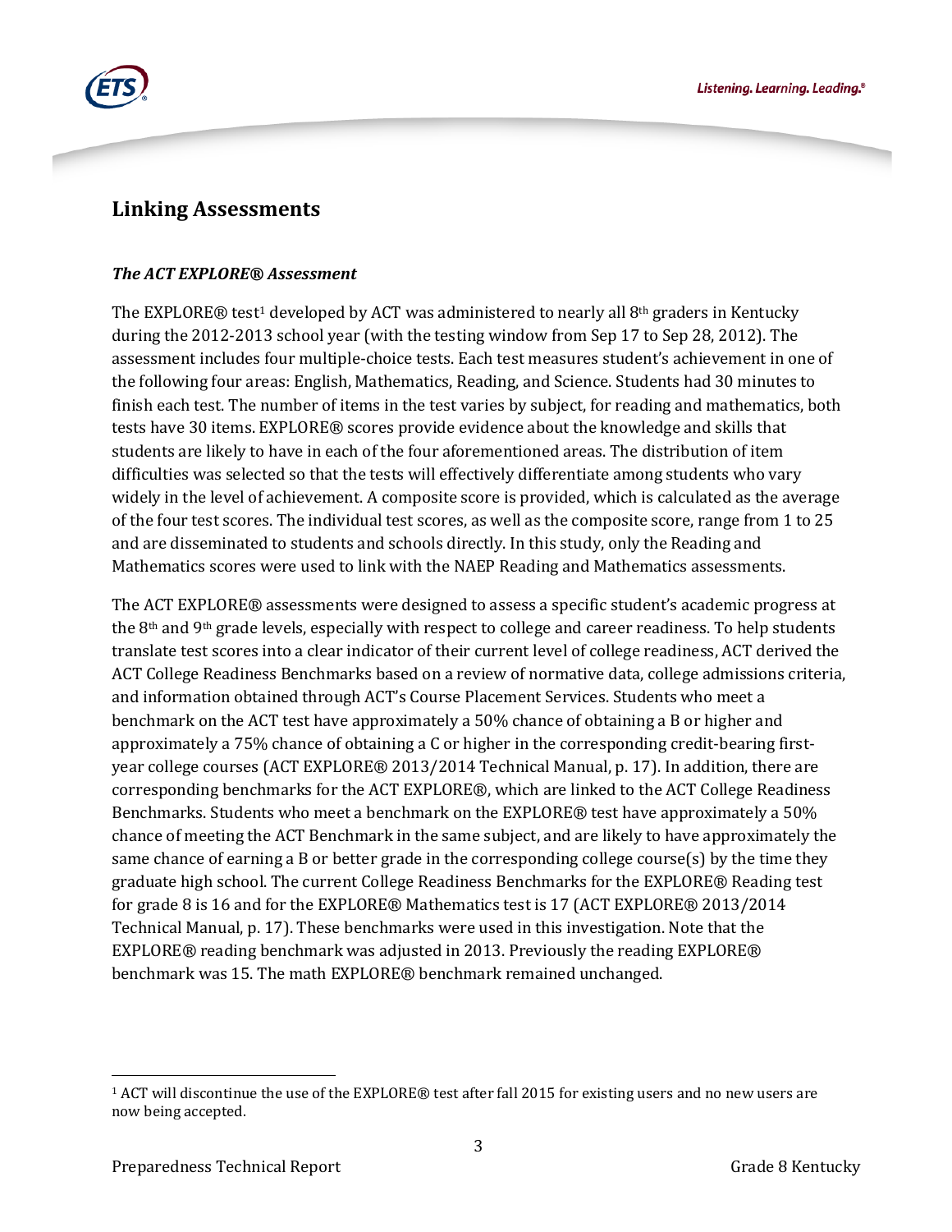## Linking Assessments

### *The ACT EXPLORE® Assessment*

The EXPLORE® test[1] developed by ACT was administered to nearly all 8th graders in Kentucky during the 2012-2013 school year (with the testing window from Sep 17 to Sep 28, 2012). The assessment includes four multiple-choice tests. Each test measures student's achievement in one of the following four areas: English, Mathematics, Reading, and Science. Students had 30 minutes to finish each test. The number of items in the test varies by subject, for reading and mathematics, both tests have 30 items. EXPLORE® scores provide evidence about the knowledge and skills that students are likely to have in each of the four aforementioned areas. The distribution of item difficulties was selected so that the tests will effectively differentiate among students who vary widely in the level of achievement. A composite score is provided, which is calculated as the average of the four test scores. The individual test scores, as well as the composite score, range from 1 to 25 and are disseminated to students and schools directly. In this study, only the Reading and Mathematics scores were used to link with the NAEP Reading and Mathematics assessments.

The ACT EXPLORE® assessments were designed to assess a specific student's academic progress at the 8th and 9th grade levels, especially with respect to college and career readiness. To help students translate test scores into a clear indicator of their current level of college readiness, ACT derived the ACT College Readiness Benchmarks based on a review of normative data, college admissions criteria, and information obtained through ACT's Course Placement Services. Students who meet a benchmark on the ACT test have approximately a 50% chance of obtaining a B or higher and approximately a 75% chance of obtaining a C or higher in the corresponding credit-bearing first-year college courses (ACT EXPLORE® 2013/2014 Technical Manual, p. 17). In addition, there are corresponding benchmarks for the ACT EXPLORE®, which are linked to the ACT College Readiness Benchmarks. Students who meet a benchmark on the EXPLORE® test have approximately a 50% chance of meeting the ACT Benchmark in the same subject, and are likely to have approximately the same chance of earning a B or better grade in the corresponding college course(s) by the time they graduate high school. The current College Readiness Benchmarks for the EXPLORE® Reading test for grade 8 is 16 and for the EXPLORE® Mathematics test is 17 (ACT EXPLORE® 2013/2014 Technical Manual, p. 17). These benchmarks were used in this investigation. Note that the EXPLORE® reading benchmark was adjusted in 2013. Previously the reading EXPLORE® benchmark was 15. The math EXPLORE® benchmark remained unchanged.

---

[1] ACT will discontinue the use of the EXPLORE® test after fall 2015 for existing users and no new users are now being accepted.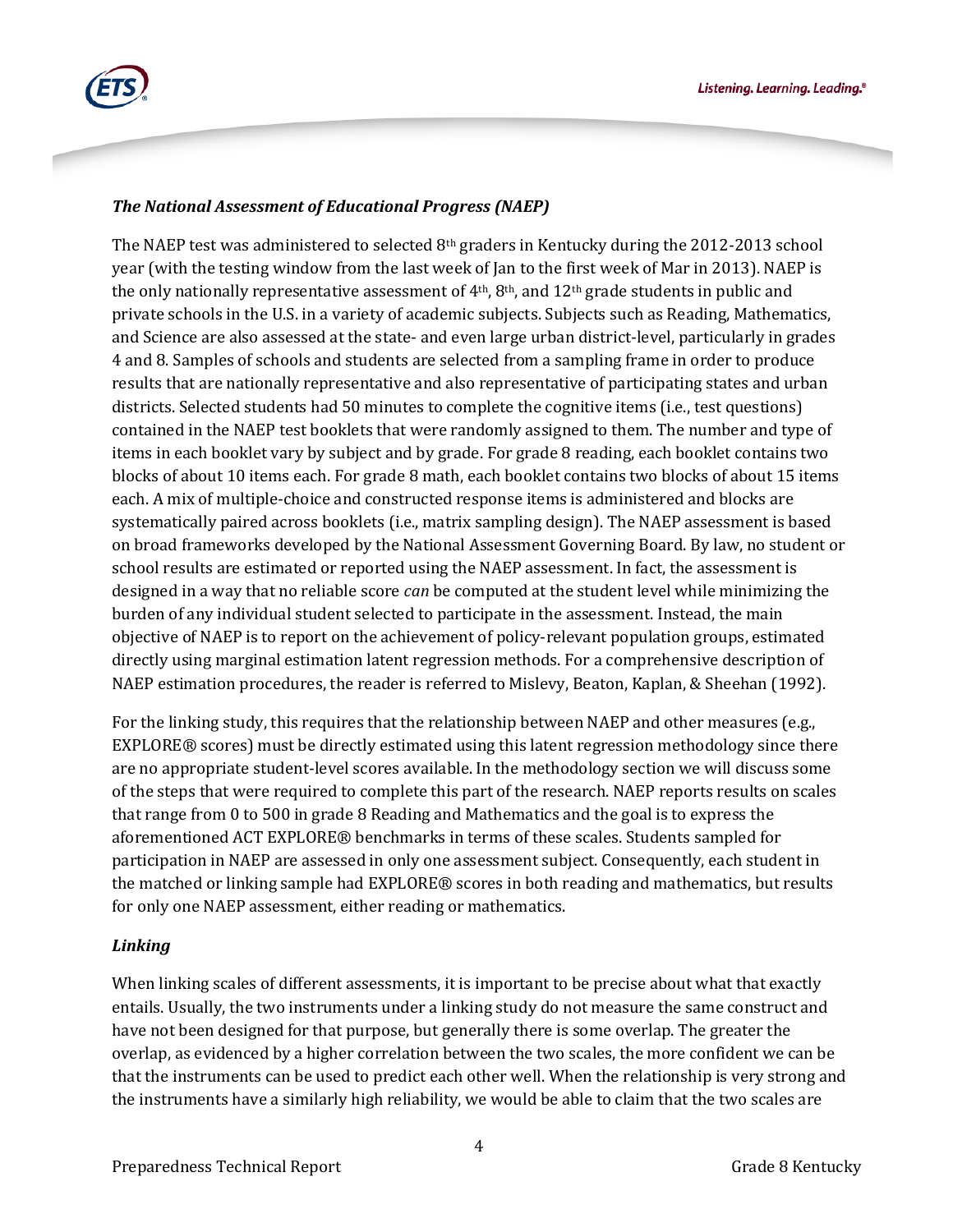### *The National Assessment of Educational Progress (NAEP)*

The NAEP test was administered to selected 8th graders in Kentucky during the 2012-2013 school year (with the testing window from the last week of Jan to the first week of Mar in 2013). NAEP is the only nationally representative assessment of 4th, 8th, and 12th grade students in public and private schools in the U.S. in a variety of academic subjects. Subjects such as Reading, Mathematics, and Science are also assessed at the state- and even large urban district-level, particularly in grades 4 and 8. Samples of schools and students are selected from a sampling frame in order to produce results that are nationally representative and also representative of participating states and urban districts. Selected students had 50 minutes to complete the cognitive items (i.e., test questions) contained in the NAEP test booklets that were randomly assigned to them. The number and type of items in each booklet vary by subject and by grade. For grade 8 reading, each booklet contains two blocks of about 10 items each. For grade 8 math, each booklet contains two blocks of about 15 items each. A mix of multiple-choice and constructed response items is administered and blocks are systematically paired across booklets (i.e., matrix sampling design). The NAEP assessment is based on broad frameworks developed by the National Assessment Governing Board. By law, no student or school results are estimated or reported using the NAEP assessment. In fact, the assessment is designed in a way that no reliable score *can* be computed at the student level while minimizing the burden of any individual student selected to participate in the assessment. Instead, the main objective of NAEP is to report on the achievement of policy-relevant population groups, estimated directly using marginal estimation latent regression methods. For a comprehensive description of NAEP estimation procedures, the reader is referred to Mislevy, Beaton, Kaplan, & Sheehan (1992).

For the linking study, this requires that the relationship between NAEP and other measures (e.g., EXPLORE® scores) must be directly estimated using this latent regression methodology since there are no appropriate student-level scores available. In the methodology section we will discuss some of the steps that were required to complete this part of the research. NAEP reports results on scales that range from 0 to 500 in grade 8 Reading and Mathematics and the goal is to express the aforementioned ACT EXPLORE® benchmarks in terms of these scales. Students sampled for participation in NAEP are assessed in only one assessment subject. Consequently, each student in the matched or linking sample had EXPLORE® scores in both reading and mathematics, but results for only one NAEP assessment, either reading or mathematics.

### *Linking*

When linking scales of different assessments, it is important to be precise about what that exactly entails. Usually, the two instruments under a linking study do not measure the same construct and have not been designed for that purpose, but generally there is some overlap. The greater the overlap, as evidenced by a higher correlation between the two scales, the more confident we can be that the instruments can be used to predict each other well. When the relationship is very strong and the instruments have a similarly high reliability, we would be able to claim that the two scales are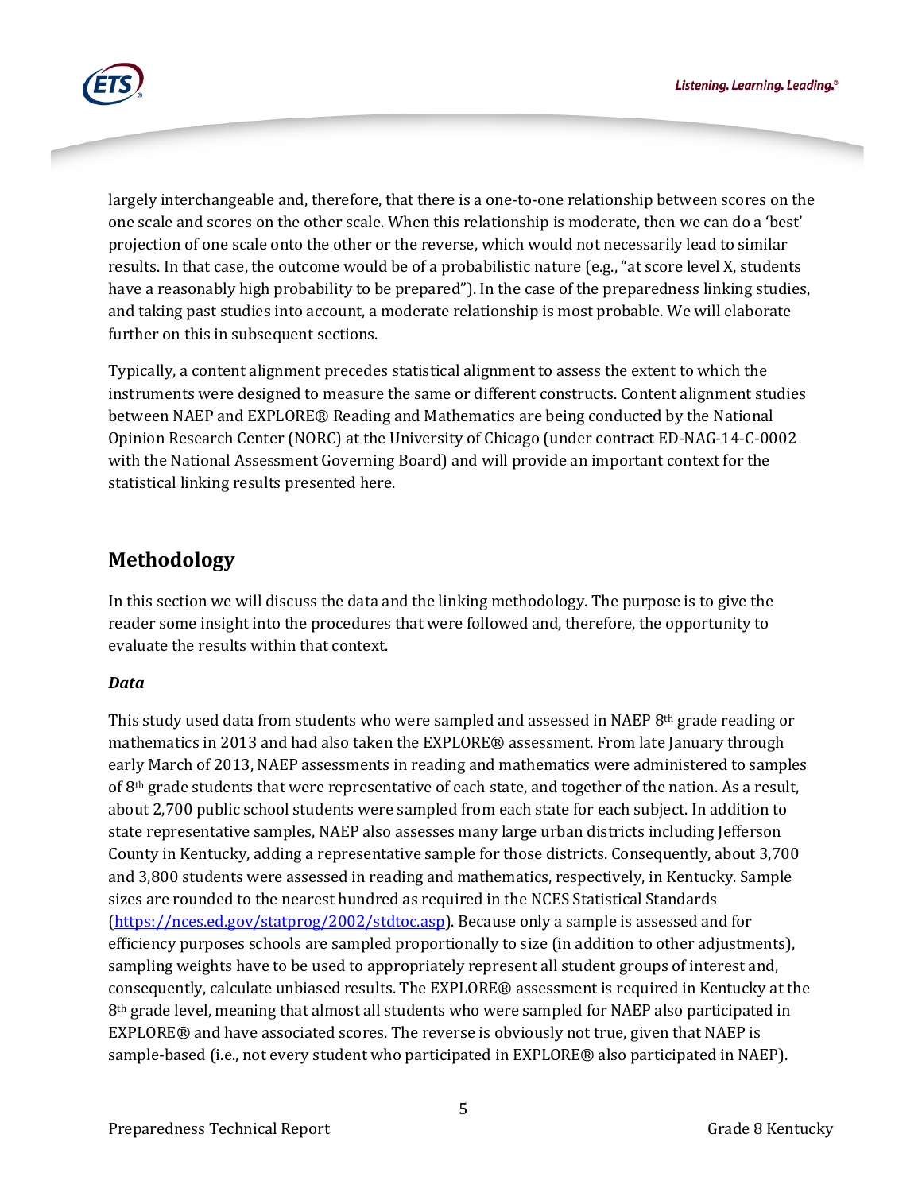largely interchangeable and, therefore, that there is a one-to-one relationship between scores on the one scale and scores on the other scale. When this relationship is moderate, then we can do a 'best' projection of one scale onto the other or the reverse, which would not necessarily lead to similar results. In that case, the outcome would be of a probabilistic nature (e.g., "at score level X, students have a reasonably high probability to be prepared"). In the case of the preparedness linking studies, and taking past studies into account, a moderate relationship is most probable. We will elaborate further on this in subsequent sections.

Typically, a content alignment precedes statistical alignment to assess the extent to which the instruments were designed to measure the same or different constructs. Content alignment studies between NAEP and EXPLORE® Reading and Mathematics are being conducted by the National Opinion Research Center (NORC) at the University of Chicago (under contract ED-NAG-14-C-0002 with the National Assessment Governing Board) and will provide an important context for the statistical linking results presented here.

## Methodology

In this section we will discuss the data and the linking methodology. The purpose is to give the reader some insight into the procedures that were followed and, therefore, the opportunity to evaluate the results within that context.

### *Data*

This study used data from students who were sampled and assessed in NAEP 8th grade reading or mathematics in 2013 and had also taken the EXPLORE® assessment. From late January through early March of 2013, NAEP assessments in reading and mathematics were administered to samples of 8th grade students that were representative of each state, and together of the nation. As a result, about 2,700 public school students were sampled from each state for each subject. In addition to state representative samples, NAEP also assesses many large urban districts including Jefferson County in Kentucky, adding a representative sample for those districts. Consequently, about 3,700 and 3,800 students were assessed in reading and mathematics, respectively, in Kentucky. Sample sizes are rounded to the nearest hundred as required in the NCES Statistical Standards (https://nces.ed.gov/statprog/2002/stdtoc.asp). Because only a sample is assessed and for efficiency purposes schools are sampled proportionally to size (in addition to other adjustments), sampling weights have to be used to appropriately represent all student groups of interest and, consequently, calculate unbiased results. The EXPLORE® assessment is required in Kentucky at the 8th grade level, meaning that almost all students who were sampled for NAEP also participated in EXPLORE® and have associated scores. The reverse is obviously not true, given that NAEP is sample-based (i.e., not every student who participated in EXPLORE® also participated in NAEP).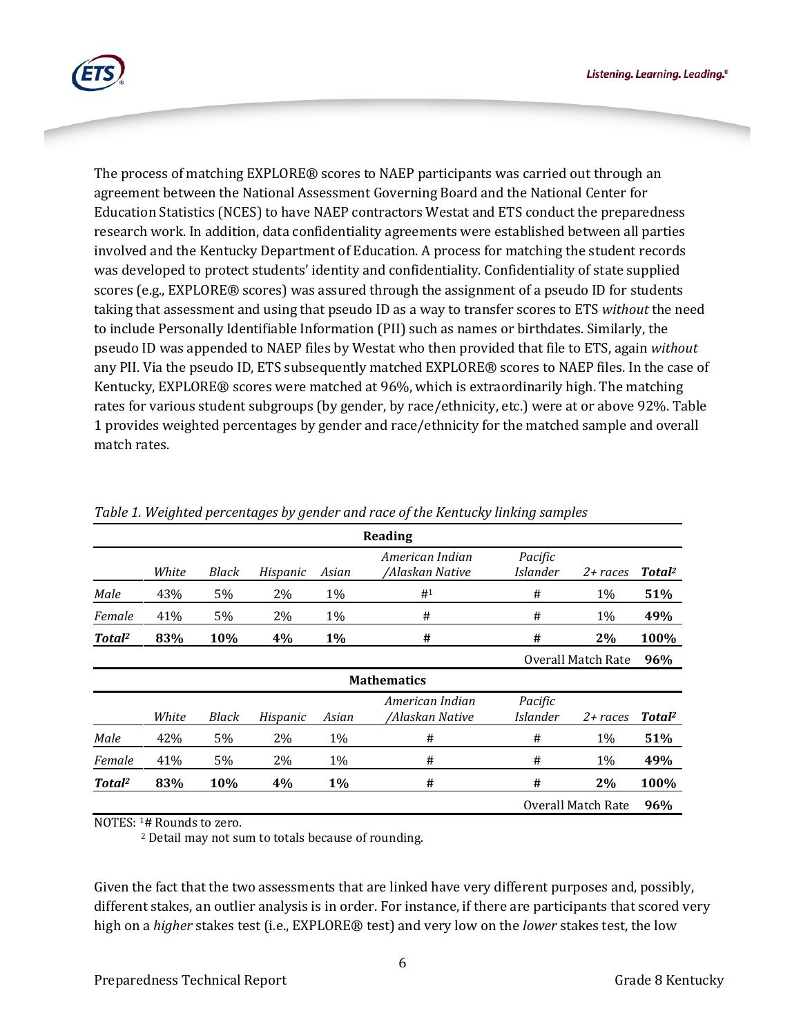The process of matching EXPLORE® scores to NAEP participants was carried out through an agreement between the National Assessment Governing Board and the National Center for Education Statistics (NCES) to have NAEP contractors Westat and ETS conduct the preparedness research work. In addition, data confidentiality agreements were established between all parties involved and the Kentucky Department of Education. A process for matching the student records was developed to protect students' identity and confidentiality. Confidentiality of state supplied scores (e.g., EXPLORE® scores) was assured through the assignment of a pseudo ID for students taking that assessment and using that pseudo ID as a way to transfer scores to ETS *without* the need to include Personally Identifiable Information (PII) such as names or birthdates. Similarly, the pseudo ID was appended to NAEP files by Westat who then provided that file to ETS, again *without* any PII. Via the pseudo ID, ETS subsequently matched EXPLORE® scores to NAEP files. In the case of Kentucky, EXPLORE® scores were matched at 96%, which is extraordinarily high. The matching rates for various student subgroups (by gender, by race/ethnicity, etc.) were at or above 92%. Table 1 provides weighted percentages by gender and race/ethnicity for the matched sample and overall match rates.

*Table 1. Weighted percentages by gender and race of the Kentucky linking samples*

| Reading | | | | | | | | |
|---|---|---|---|---|---|---|---|---|
| | *White* | *Black* | *Hispanic* | *Asian* | *American Indian /Alaskan Native* | *Pacific Islander* | *2+ races* | ***Total***[2] |
| *Male* | 43% | 5% | 2% | 1% | #[1] | # | 1% | **51%** |
| *Female* | 41% | 5% | 2% | 1% | # | # | 1% | **49%** |
| ***Total***[2] | **83%** | **10%** | **4%** | **1%** | **#** | **#** | **2%** | **100%** |
| | | | | | | | Overall Match Rate | **96%** |
| **Mathematics** | | | | | | | | |
| | *White* | *Black* | *Hispanic* | *Asian* | *American Indian /Alaskan Native* | *Pacific Islander* | *2+ races* | ***Total***[2] |
| *Male* | 42% | 5% | 2% | 1% | # | # | 1% | **51%** |
| *Female* | 41% | 5% | 2% | 1% | # | # | 1% | **49%** |
| ***Total***[2] | **83%** | **10%** | **4%** | **1%** | **#** | **#** | **2%** | **100%** |
| | | | | | | | Overall Match Rate | **96%** |

NOTES: [1]# Rounds to zero.
[2] Detail may not sum to totals because of rounding.

Given the fact that the two assessments that are linked have very different purposes and, possibly, different stakes, an outlier analysis is in order. For instance, if there are participants that scored very high on a *higher* stakes test (i.e., EXPLORE® test) and very low on the *lower* stakes test, the low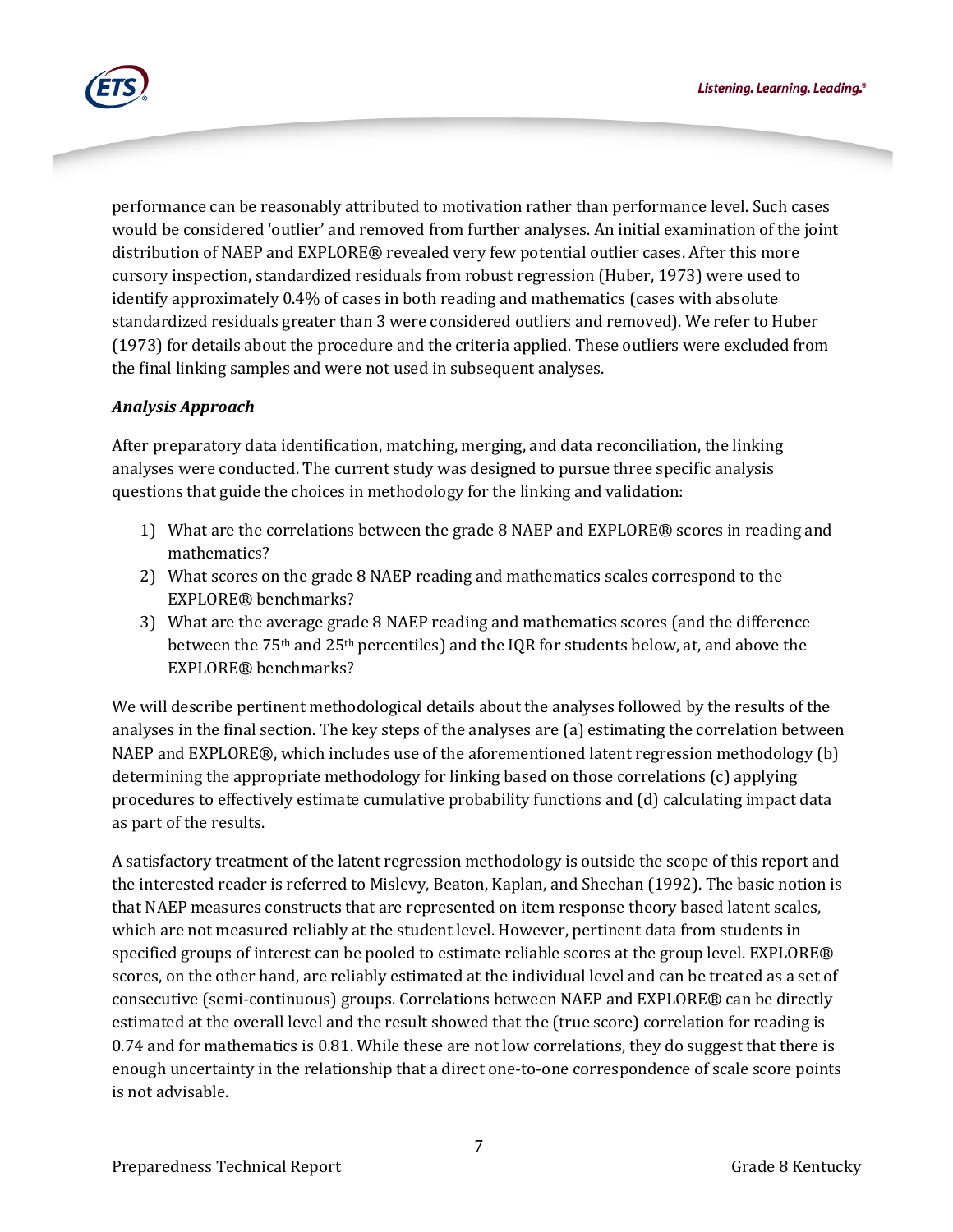performance can be reasonably attributed to motivation rather than performance level. Such cases would be considered 'outlier' and removed from further analyses. An initial examination of the joint distribution of NAEP and EXPLORE® revealed very few potential outlier cases. After this more cursory inspection, standardized residuals from robust regression (Huber, 1973) were used to identify approximately 0.4% of cases in both reading and mathematics (cases with absolute standardized residuals greater than 3 were considered outliers and removed). We refer to Huber (1973) for details about the procedure and the criteria applied. These outliers were excluded from the final linking samples and were not used in subsequent analyses.

### *Analysis Approach*

After preparatory data identification, matching, merging, and data reconciliation, the linking analyses were conducted. The current study was designed to pursue three specific analysis questions that guide the choices in methodology for the linking and validation:

1) What are the correlations between the grade 8 NAEP and EXPLORE® scores in reading and mathematics?
2) What scores on the grade 8 NAEP reading and mathematics scales correspond to the EXPLORE® benchmarks?
3) What are the average grade 8 NAEP reading and mathematics scores (and the difference between the 75th and 25th percentiles) and the IQR for students below, at, and above the EXPLORE® benchmarks?

We will describe pertinent methodological details about the analyses followed by the results of the analyses in the final section. The key steps of the analyses are (a) estimating the correlation between NAEP and EXPLORE®, which includes use of the aforementioned latent regression methodology (b) determining the appropriate methodology for linking based on those correlations (c) applying procedures to effectively estimate cumulative probability functions and (d) calculating impact data as part of the results.

A satisfactory treatment of the latent regression methodology is outside the scope of this report and the interested reader is referred to Mislevy, Beaton, Kaplan, and Sheehan (1992). The basic notion is that NAEP measures constructs that are represented on item response theory based latent scales, which are not measured reliably at the student level. However, pertinent data from students in specified groups of interest can be pooled to estimate reliable scores at the group level. EXPLORE® scores, on the other hand, are reliably estimated at the individual level and can be treated as a set of consecutive (semi-continuous) groups. Correlations between NAEP and EXPLORE® can be directly estimated at the overall level and the result showed that the (true score) correlation for reading is 0.74 and for mathematics is 0.81. While these are not low correlations, they do suggest that there is enough uncertainty in the relationship that a direct one-to-one correspondence of scale score points is not advisable.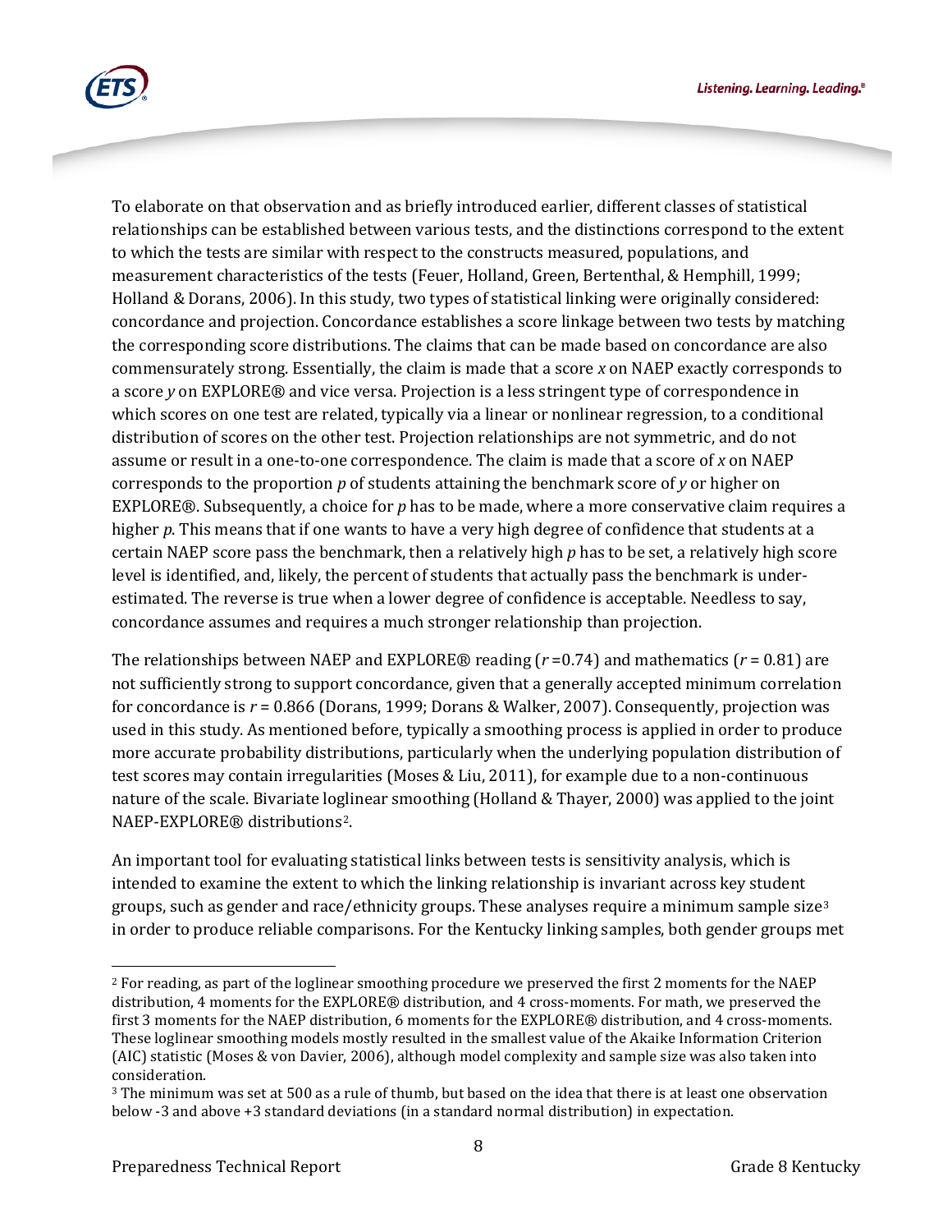To elaborate on that observation and as briefly introduced earlier, different classes of statistical relationships can be established between various tests, and the distinctions correspond to the extent to which the tests are similar with respect to the constructs measured, populations, and measurement characteristics of the tests (Feuer, Holland, Green, Bertenthal, & Hemphill, 1999; Holland & Dorans, 2006). In this study, two types of statistical linking were originally considered: concordance and projection. Concordance establishes a score linkage between two tests by matching the corresponding score distributions. The claims that can be made based on concordance are also commensurately strong. Essentially, the claim is made that a score $x$ on NAEP exactly corresponds to a score $y$ on EXPLORE® and vice versa. Projection is a less stringent type of correspondence in which scores on one test are related, typically via a linear or nonlinear regression, to a conditional distribution of scores on the other test. Projection relationships are not symmetric, and do not assume or result in a one-to-one correspondence. The claim is made that a score of $x$ on NAEP corresponds to the proportion $p$ of students attaining the benchmark score of $y$ or higher on EXPLORE®. Subsequently, a choice for $p$ has to be made, where a more conservative claim requires a higher $p$. This means that if one wants to have a very high degree of confidence that students at a certain NAEP score pass the benchmark, then a relatively high $p$ has to be set, a relatively high score level is identified, and, likely, the percent of students that actually pass the benchmark is under-estimated. The reverse is true when a lower degree of confidence is acceptable. Needless to say, concordance assumes and requires a much stronger relationship than projection.

The relationships between NAEP and EXPLORE® reading ($r$ =0.74) and mathematics ($r$ = 0.81) are not sufficiently strong to support concordance, given that a generally accepted minimum correlation for concordance is $r$ = 0.866 (Dorans, 1999; Dorans & Walker, 2007). Consequently, projection was used in this study. As mentioned before, typically a smoothing process is applied in order to produce more accurate probability distributions, particularly when the underlying population distribution of test scores may contain irregularities (Moses & Liu, 2011), for example due to a non-continuous nature of the scale. Bivariate loglinear smoothing (Holland & Thayer, 2000) was applied to the joint NAEP-EXPLORE® distributions[2].

An important tool for evaluating statistical links between tests is sensitivity analysis, which is intended to examine the extent to which the linking relationship is invariant across key student groups, such as gender and race/ethnicity groups. These analyses require a minimum sample size[3] in order to produce reliable comparisons. For the Kentucky linking samples, both gender groups met

---

[2] For reading, as part of the loglinear smoothing procedure we preserved the first 2 moments for the NAEP distribution, 4 moments for the EXPLORE® distribution, and 4 cross-moments. For math, we preserved the first 3 moments for the NAEP distribution, 6 moments for the EXPLORE® distribution, and 4 cross-moments. These loglinear smoothing models mostly resulted in the smallest value of the Akaike Information Criterion (AIC) statistic (Moses & von Davier, 2006), although model complexity and sample size was also taken into consideration.

[3] The minimum was set at 500 as a rule of thumb, but based on the idea that there is at least one observation below -3 and above +3 standard deviations (in a standard normal distribution) in expectation.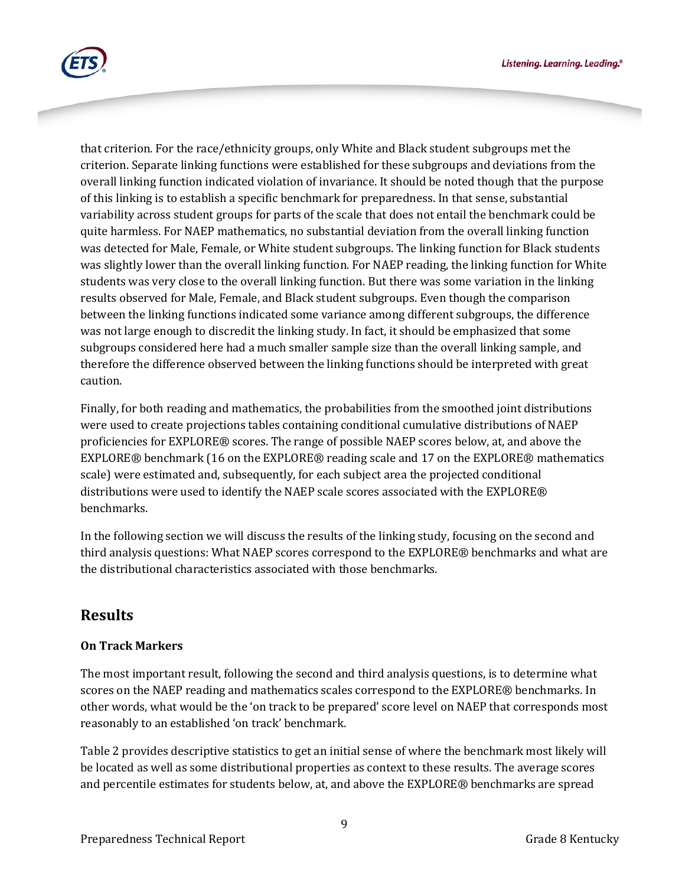that criterion. For the race/ethnicity groups, only White and Black student subgroups met the criterion. Separate linking functions were established for these subgroups and deviations from the overall linking function indicated violation of invariance. It should be noted though that the purpose of this linking is to establish a specific benchmark for preparedness. In that sense, substantial variability across student groups for parts of the scale that does not entail the benchmark could be quite harmless. For NAEP mathematics, no substantial deviation from the overall linking function was detected for Male, Female, or White student subgroups. The linking function for Black students was slightly lower than the overall linking function. For NAEP reading, the linking function for White students was very close to the overall linking function. But there was some variation in the linking results observed for Male, Female, and Black student subgroups. Even though the comparison between the linking functions indicated some variance among different subgroups, the difference was not large enough to discredit the linking study. In fact, it should be emphasized that some subgroups considered here had a much smaller sample size than the overall linking sample, and therefore the difference observed between the linking functions should be interpreted with great caution.

Finally, for both reading and mathematics, the probabilities from the smoothed joint distributions were used to create projections tables containing conditional cumulative distributions of NAEP proficiencies for EXPLORE® scores. The range of possible NAEP scores below, at, and above the EXPLORE® benchmark (16 on the EXPLORE® reading scale and 17 on the EXPLORE® mathematics scale) were estimated and, subsequently, for each subject area the projected conditional distributions were used to identify the NAEP scale scores associated with the EXPLORE® benchmarks.

In the following section we will discuss the results of the linking study, focusing on the second and third analysis questions: What NAEP scores correspond to the EXPLORE® benchmarks and what are the distributional characteristics associated with those benchmarks.

## Results

### On Track Markers

The most important result, following the second and third analysis questions, is to determine what scores on the NAEP reading and mathematics scales correspond to the EXPLORE® benchmarks. In other words, what would be the 'on track to be prepared' score level on NAEP that corresponds most reasonably to an established 'on track' benchmark.

Table 2 provides descriptive statistics to get an initial sense of where the benchmark most likely will be located as well as some distributional properties as context to these results. The average scores and percentile estimates for students below, at, and above the EXPLORE® benchmarks are spread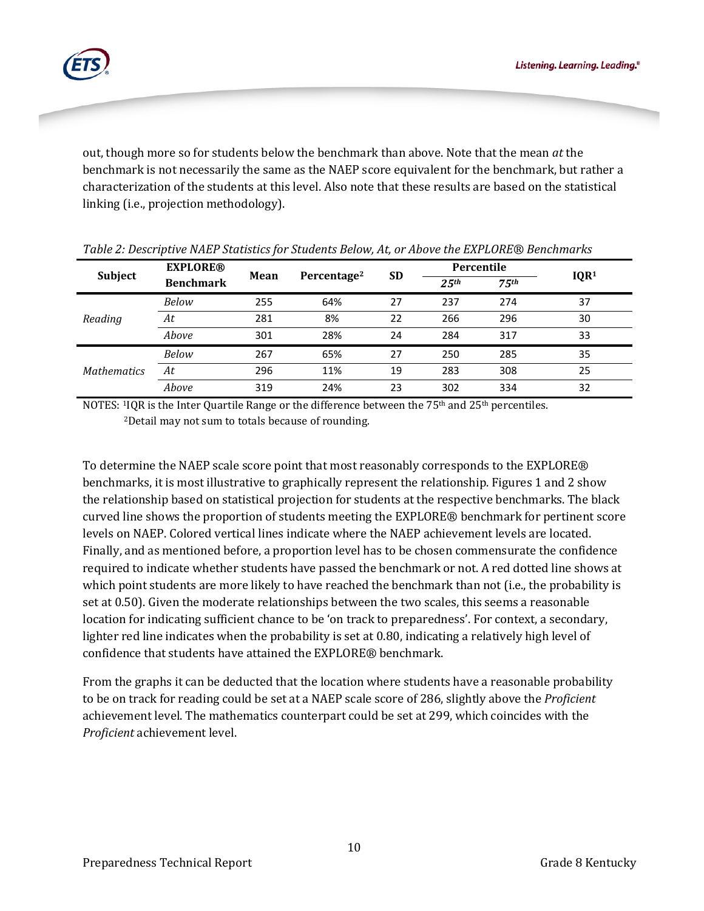out, though more so for students below the benchmark than above. Note that the mean *at* the benchmark is not necessarily the same as the NAEP score equivalent for the benchmark, but rather a characterization of the students at this level. Also note that these results are based on the statistical linking (i.e., projection methodology).

*Table 2: Descriptive NAEP Statistics for Students Below, At, or Above the EXPLORE® Benchmarks*

| Subject | EXPLORE® Benchmark | Mean | Percentage[2] | SD | Percentile | | IQR[1] |
|---|---|---|---|---|---|---|---|
| | | | | | *25th* | *75th* | |
| *Reading* | *Below* | 255 | 64% | 27 | 237 | 274 | 37 |
| | *At* | 281 | 8% | 22 | 266 | 296 | 30 |
| | *Above* | 301 | 28% | 24 | 284 | 317 | 33 |
| *Mathematics* | *Below* | 267 | 65% | 27 | 250 | 285 | 35 |
| | *At* | 296 | 11% | 19 | 283 | 308 | 25 |
| | *Above* | 319 | 24% | 23 | 302 | 334 | 32 |

NOTES: [1]IQR is the Inter Quartile Range or the difference between the 75th and 25th percentiles.
[2]Detail may not sum to totals because of rounding.

To determine the NAEP scale score point that most reasonably corresponds to the EXPLORE® benchmarks, it is most illustrative to graphically represent the relationship. Figures 1 and 2 show the relationship based on statistical projection for students at the respective benchmarks. The black curved line shows the proportion of students meeting the EXPLORE® benchmark for pertinent score levels on NAEP. Colored vertical lines indicate where the NAEP achievement levels are located. Finally, and as mentioned before, a proportion level has to be chosen commensurate the confidence required to indicate whether students have passed the benchmark or not. A red dotted line shows at which point students are more likely to have reached the benchmark than not (i.e., the probability is set at 0.50). Given the moderate relationships between the two scales, this seems a reasonable location for indicating sufficient chance to be 'on track to preparedness'. For context, a secondary, lighter red line indicates when the probability is set at 0.80, indicating a relatively high level of confidence that students have attained the EXPLORE® benchmark.

From the graphs it can be deducted that the location where students have a reasonable probability to be on track for reading could be set at a NAEP scale score of 286, slightly above the *Proficient* achievement level. The mathematics counterpart could be set at 299, which coincides with the *Proficient* achievement level.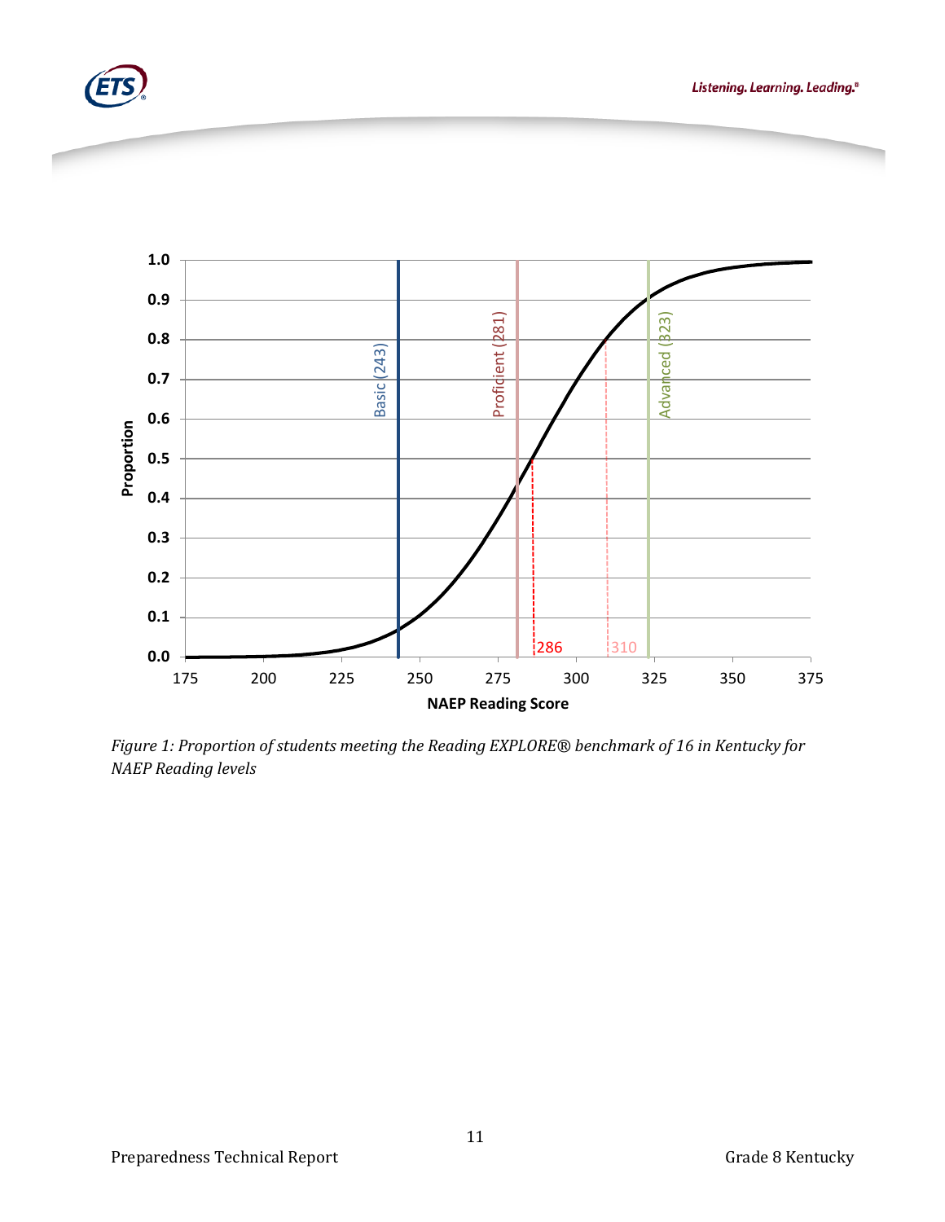*Figure 1: Proportion of students meeting the Reading EXPLORE® benchmark of 16 in Kentucky for NAEP Reading levels*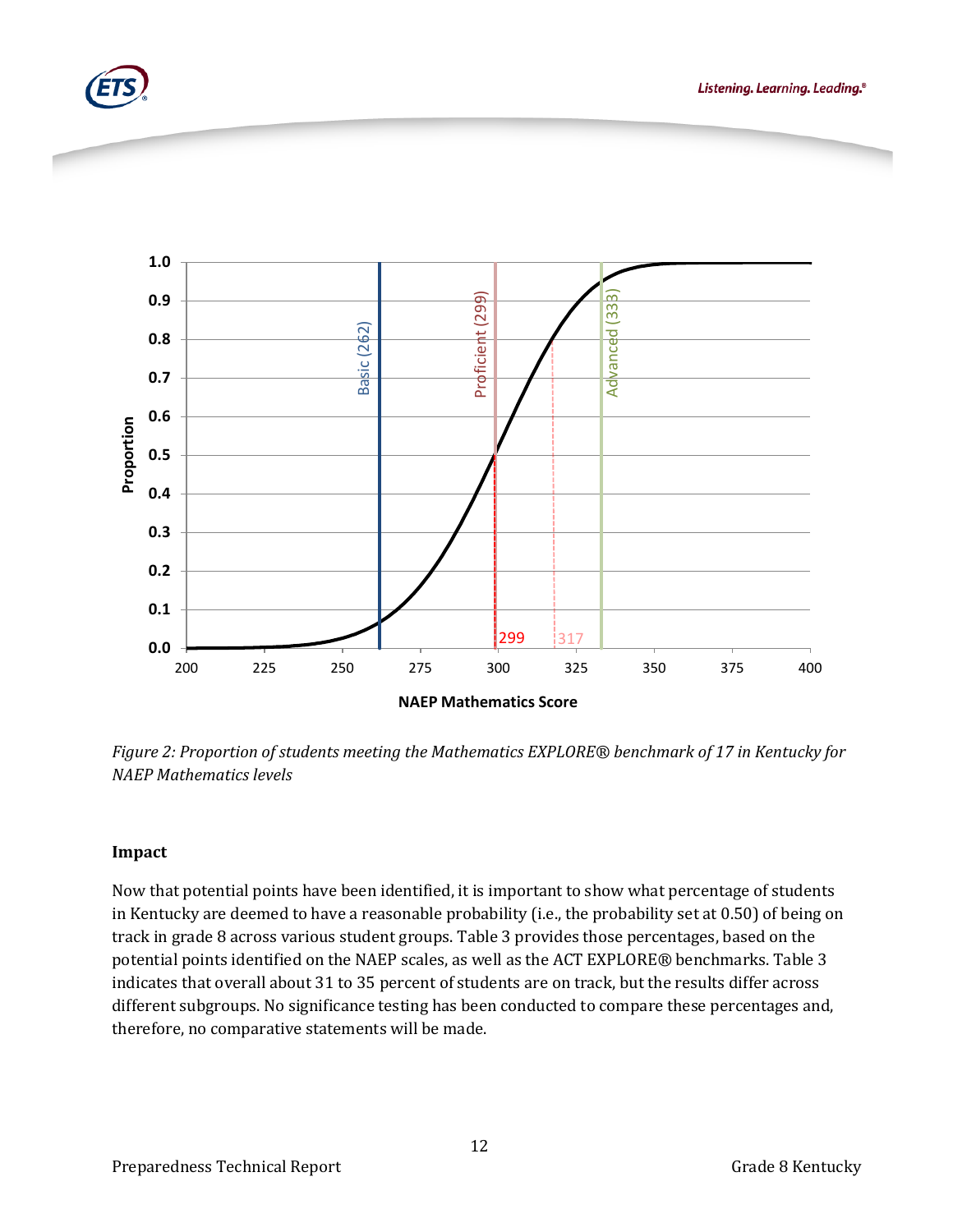*Figure 2: Proportion of students meeting the Mathematics EXPLORE® benchmark of 17 in Kentucky for NAEP Mathematics levels*

### Impact

Now that potential points have been identified, it is important to show what percentage of students in Kentucky are deemed to have a reasonable probability (i.e., the probability set at 0.50) of being on track in grade 8 across various student groups. Table 3 provides those percentages, based on the potential points identified on the NAEP scales, as well as the ACT EXPLORE® benchmarks. Table 3 indicates that overall about 31 to 35 percent of students are on track, but the results differ across different subgroups. No significance testing has been conducted to compare these percentages and, therefore, no comparative statements will be made.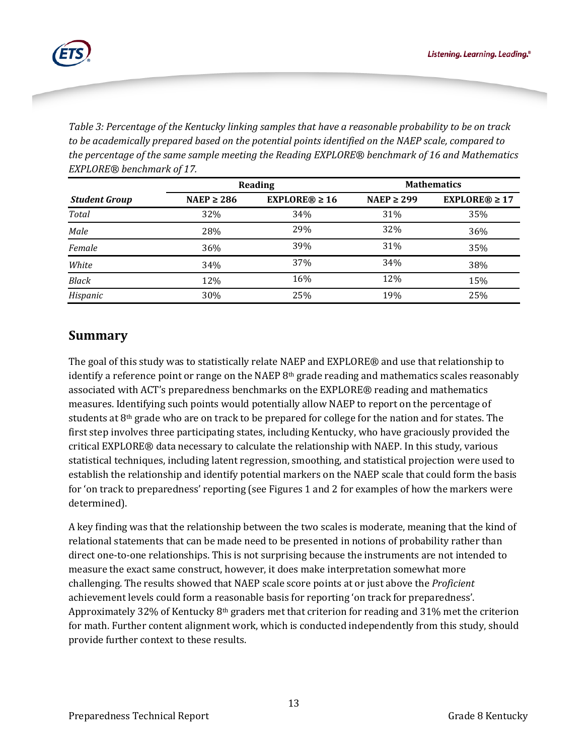*Table 3: Percentage of the Kentucky linking samples that have a reasonable probability to be on track to be academically prepared based on the potential points identified on the NAEP scale, compared to the percentage of the same sample meeting the Reading EXPLORE® benchmark of 16 and Mathematics EXPLORE® benchmark of 17.*

| | Reading | | Mathematics | |
|---|---|---|---|---|
| ***Student Group*** | **NAEP ≥ 286** | **EXPLORE® ≥ 16** | **NAEP ≥ 299** | **EXPLORE® ≥ 17** |
| *Total* | 32% | 34% | 31% | 35% |
| *Male* | 28% | 29% | 32% | 36% |
| *Female* | 36% | 39% | 31% | 35% |
| *White* | 34% | 37% | 34% | 38% |
| *Black* | 12% | 16% | 12% | 15% |
| *Hispanic* | 30% | 25% | 19% | 25% |

## Summary

The goal of this study was to statistically relate NAEP and EXPLORE® and use that relationship to identify a reference point or range on the NAEP 8th grade reading and mathematics scales reasonably associated with ACT's preparedness benchmarks on the EXPLORE® reading and mathematics measures. Identifying such points would potentially allow NAEP to report on the percentage of students at 8th grade who are on track to be prepared for college for the nation and for states. The first step involves three participating states, including Kentucky, who have graciously provided the critical EXPLORE® data necessary to calculate the relationship with NAEP. In this study, various statistical techniques, including latent regression, smoothing, and statistical projection were used to establish the relationship and identify potential markers on the NAEP scale that could form the basis for 'on track to preparedness' reporting (see Figures 1 and 2 for examples of how the markers were determined).

A key finding was that the relationship between the two scales is moderate, meaning that the kind of relational statements that can be made need to be presented in notions of probability rather than direct one-to-one relationships. This is not surprising because the instruments are not intended to measure the exact same construct, however, it does make interpretation somewhat more challenging. The results showed that NAEP scale score points at or just above the *Proficient* achievement levels could form a reasonable basis for reporting 'on track for preparedness'. Approximately 32% of Kentucky 8th graders met that criterion for reading and 31% met the criterion for math. Further content alignment work, which is conducted independently from this study, should provide further context to these results.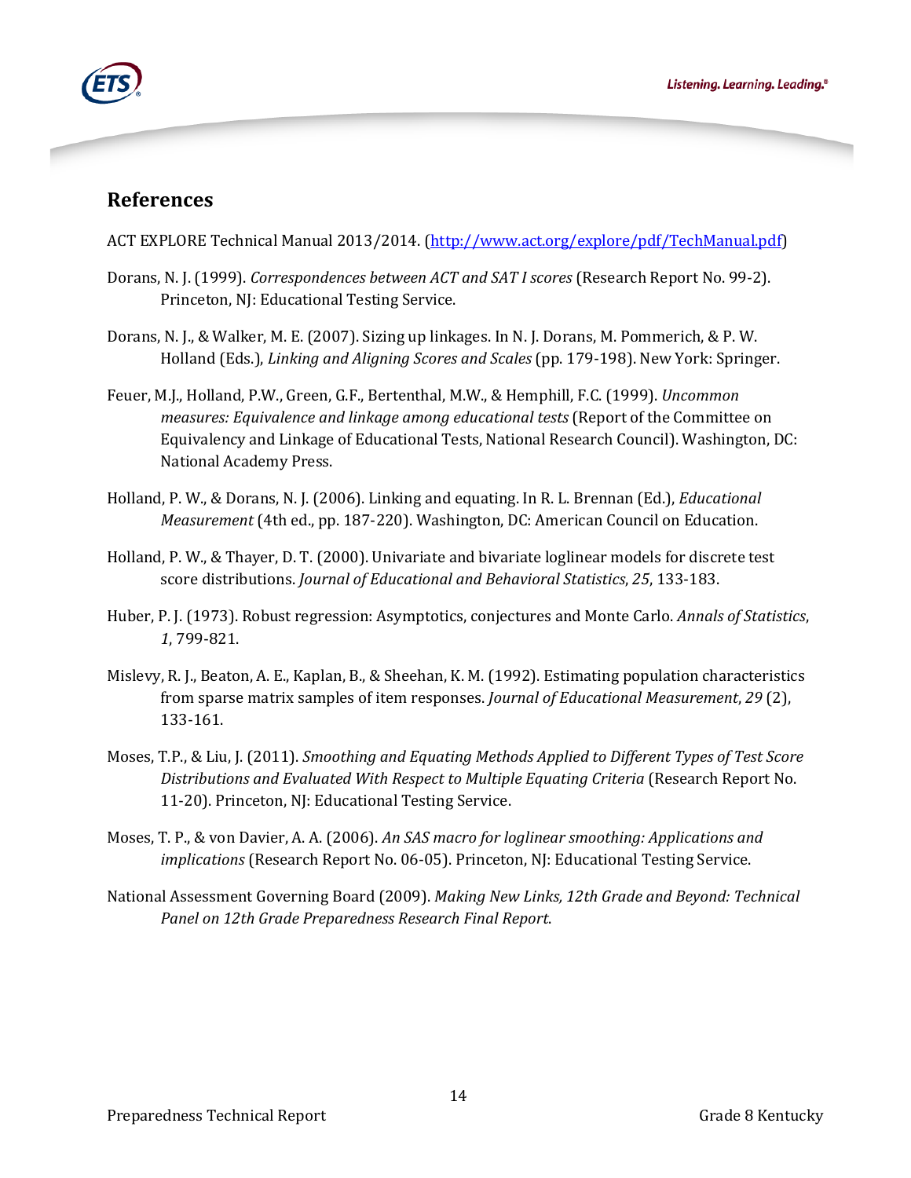## References

ACT EXPLORE Technical Manual 2013/2014. (http://www.act.org/explore/pdf/TechManual.pdf)

Dorans, N. J. (1999). *Correspondences between ACT and SAT I scores* (Research Report No. 99-2). Princeton, NJ: Educational Testing Service.

Dorans, N. J., & Walker, M. E. (2007). Sizing up linkages. In N. J. Dorans, M. Pommerich, & P. W. Holland (Eds.), *Linking and Aligning Scores and Scales* (pp. 179-198). New York: Springer.

Feuer, M.J., Holland, P.W., Green, G.F., Bertenthal, M.W., & Hemphill, F.C. (1999). *Uncommon measures: Equivalence and linkage among educational tests* (Report of the Committee on Equivalency and Linkage of Educational Tests, National Research Council). Washington, DC: National Academy Press.

Holland, P. W., & Dorans, N. J. (2006). Linking and equating. In R. L. Brennan (Ed.), *Educational Measurement* (4th ed., pp. 187-220). Washington, DC: American Council on Education.

Holland, P. W., & Thayer, D. T. (2000). Univariate and bivariate loglinear models for discrete test score distributions. *Journal of Educational and Behavioral Statistics*, *25*, 133-183.

Huber, P. J. (1973). Robust regression: Asymptotics, conjectures and Monte Carlo. *Annals of Statistics*, *1*, 799-821.

Mislevy, R. J., Beaton, A. E., Kaplan, B., & Sheehan, K. M. (1992). Estimating population characteristics from sparse matrix samples of item responses. *Journal of Educational Measurement*, *29* (2), 133-161.

Moses, T.P., & Liu, J. (2011). *Smoothing and Equating Methods Applied to Different Types of Test Score Distributions and Evaluated With Respect to Multiple Equating Criteria* (Research Report No. 11-20). Princeton, NJ: Educational Testing Service.

Moses, T. P., & von Davier, A. A. (2006). *An SAS macro for loglinear smoothing: Applications and implications* (Research Report No. 06-05). Princeton, NJ: Educational Testing Service.

National Assessment Governing Board (2009). *Making New Links, 12th Grade and Beyond: Technical Panel on 12th Grade Preparedness Research Final Report.*